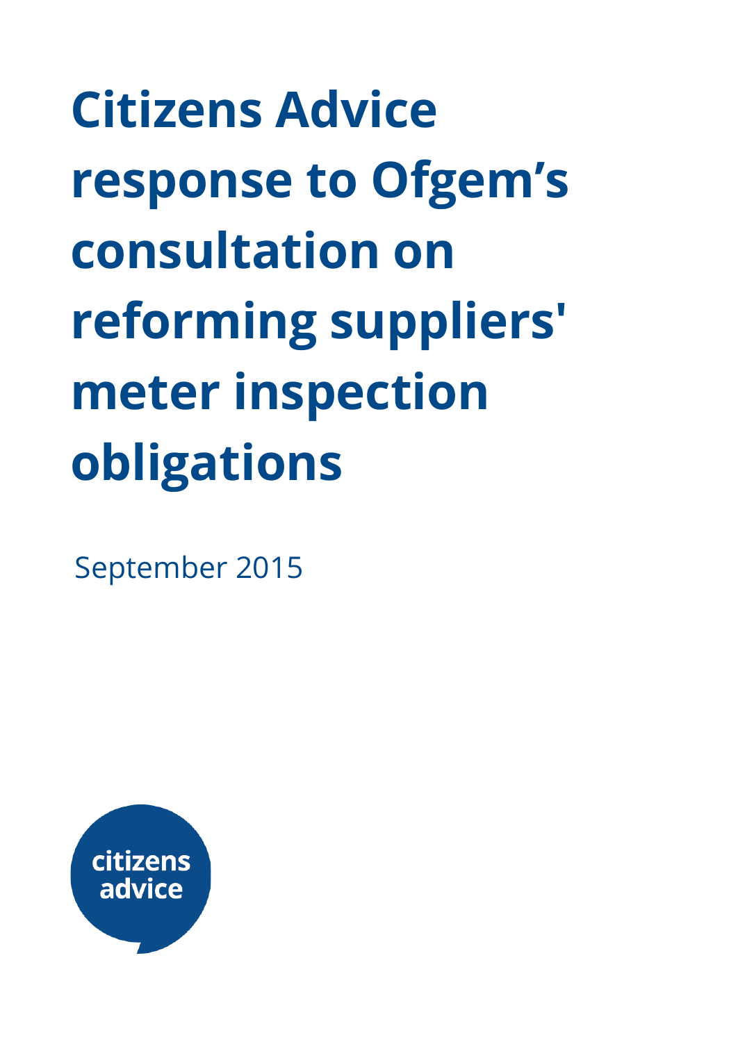# Citizens Advice response to Ofgem's consultation on reforming suppliers' meter inspection obligations

September 2015

citizens advice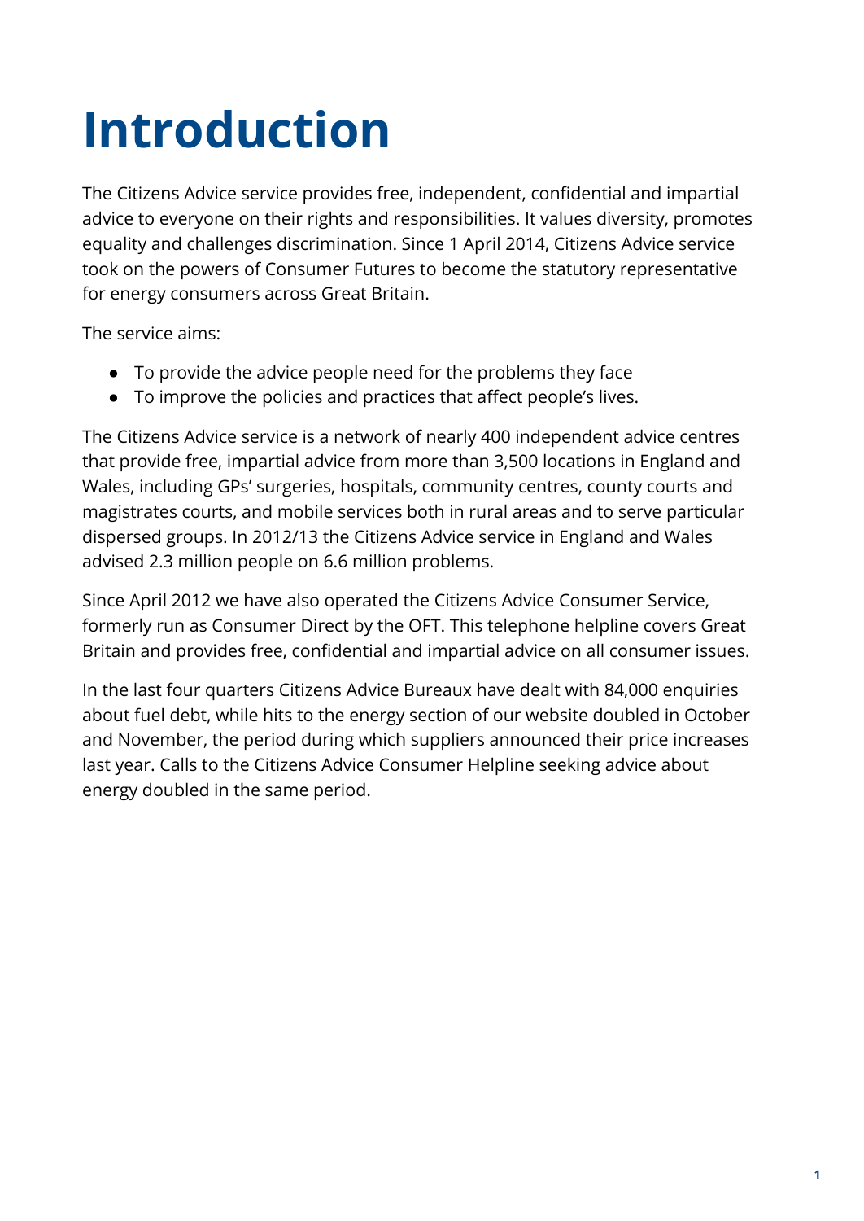# Introduction

The Citizens Advice service provides free, independent, confidential and impartial advice to everyone on their rights and responsibilities. It values diversity, promotes equality and challenges discrimination. Since 1 April 2014, Citizens Advice service took on the powers of Consumer Futures to become the statutory representative for energy consumers across Great Britain.

The service aims:

- To provide the advice people need for the problems they face
- To improve the policies and practices that affect people's lives.

The Citizens Advice service is a network of nearly 400 independent advice centres that provide free, impartial advice from more than 3,500 locations in England and Wales, including GPs' surgeries, hospitals, community centres, county courts and magistrates courts, and mobile services both in rural areas and to serve particular dispersed groups. In 2012/13 the Citizens Advice service in England and Wales advised 2.3 million people on 6.6 million problems.

Since April 2012 we have also operated the Citizens Advice Consumer Service, formerly run as Consumer Direct by the OFT. This telephone helpline covers Great Britain and provides free, confidential and impartial advice on all consumer issues.

In the last four quarters Citizens Advice Bureaux have dealt with 84,000 enquiries about fuel debt, while hits to the energy section of our website doubled in October and November, the period during which suppliers announced their price increases last year. Calls to the Citizens Advice Consumer Helpline seeking advice about energy doubled in the same period.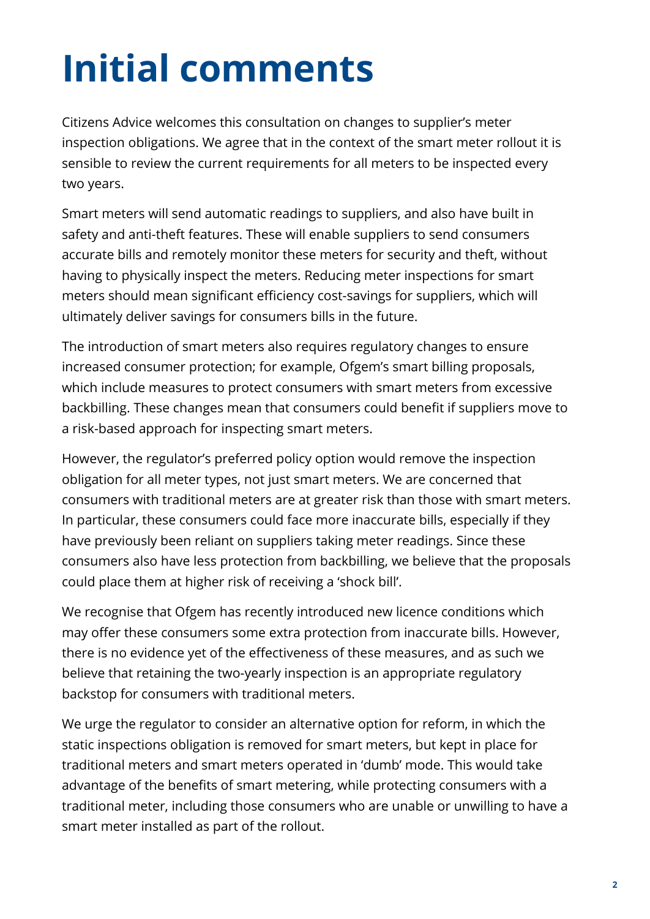# Initial comments

Citizens Advice welcomes this consultation on changes to supplier's meter inspection obligations. We agree that in the context of the smart meter rollout it is sensible to review the current requirements for all meters to be inspected every two years.

Smart meters will send automatic readings to suppliers, and also have built in safety and anti-theft features. These will enable suppliers to send consumers accurate bills and remotely monitor these meters for security and theft, without having to physically inspect the meters. Reducing meter inspections for smart meters should mean significant efficiency cost-savings for suppliers, which will ultimately deliver savings for consumers bills in the future.

The introduction of smart meters also requires regulatory changes to ensure increased consumer protection; for example, Ofgem's smart billing proposals, which include measures to protect consumers with smart meters from excessive backbilling. These changes mean that consumers could benefit if suppliers move to a risk-based approach for inspecting smart meters.

However, the regulator's preferred policy option would remove the inspection obligation for all meter types, not just smart meters. We are concerned that consumers with traditional meters are at greater risk than those with smart meters. In particular, these consumers could face more inaccurate bills, especially if they have previously been reliant on suppliers taking meter readings. Since these consumers also have less protection from backbilling, we believe that the proposals could place them at higher risk of receiving a 'shock bill'.

We recognise that Ofgem has recently introduced new licence conditions which may offer these consumers some extra protection from inaccurate bills. However, there is no evidence yet of the effectiveness of these measures, and as such we believe that retaining the two-yearly inspection is an appropriate regulatory backstop for consumers with traditional meters.

We urge the regulator to consider an alternative option for reform, in which the static inspections obligation is removed for smart meters, but kept in place for traditional meters and smart meters operated in 'dumb' mode. This would take advantage of the benefits of smart metering, while protecting consumers with a traditional meter, including those consumers who are unable or unwilling to have a smart meter installed as part of the rollout.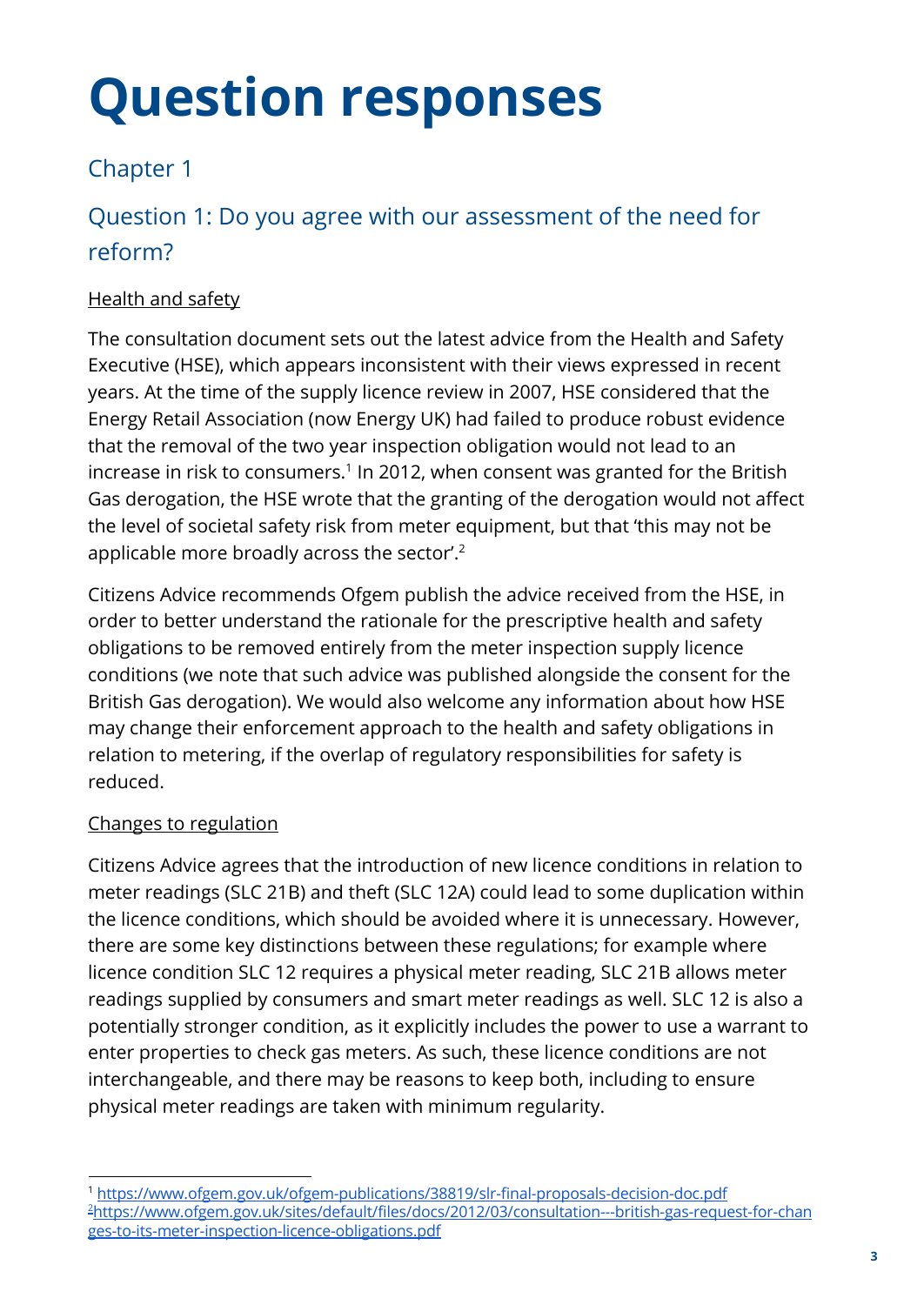# Question responses

## Chapter 1

## Question 1: Do you agree with our assessment of the need for reform?

Health and safety

The consultation document sets out the latest advice from the Health and Safety Executive (HSE), which appears inconsistent with their views expressed in recent years. At the time of the supply licence review in 2007, HSE considered that the Energy Retail Association (now Energy UK) had failed to produce robust evidence that the removal of the two year inspection obligation would not lead to an increase in risk to consumers.[1] In 2012, when consent was granted for the British Gas derogation, the HSE wrote that the granting of the derogation would not affect the level of societal safety risk from meter equipment, but that 'this may not be applicable more broadly across the sector'.[2]

Citizens Advice recommends Ofgem publish the advice received from the HSE, in order to better understand the rationale for the prescriptive health and safety obligations to be removed entirely from the meter inspection supply licence conditions (we note that such advice was published alongside the consent for the British Gas derogation). We would also welcome any information about how HSE may change their enforcement approach to the health and safety obligations in relation to metering, if the overlap of regulatory responsibilities for safety is reduced.

Changes to regulation

Citizens Advice agrees that the introduction of new licence conditions in relation to meter readings (SLC 21B) and theft (SLC 12A) could lead to some duplication within the licence conditions, which should be avoided where it is unnecessary. However, there are some key distinctions between these regulations; for example where licence condition SLC 12 requires a physical meter reading, SLC 21B allows meter readings supplied by consumers and smart meter readings as well. SLC 12 is also a potentially stronger condition, as it explicitly includes the power to use a warrant to enter properties to check gas meters. As such, these licence conditions are not interchangeable, and there may be reasons to keep both, including to ensure physical meter readings are taken with minimum regularity.

---

[1] https://www.ofgem.gov.uk/ofgem-publications/38819/slr-final-proposals-decision-doc.pdf

[2] https://www.ofgem.gov.uk/sites/default/files/docs/2012/03/consultation---british-gas-request-for-changes-to-its-meter-inspection-licence-obligations.pdf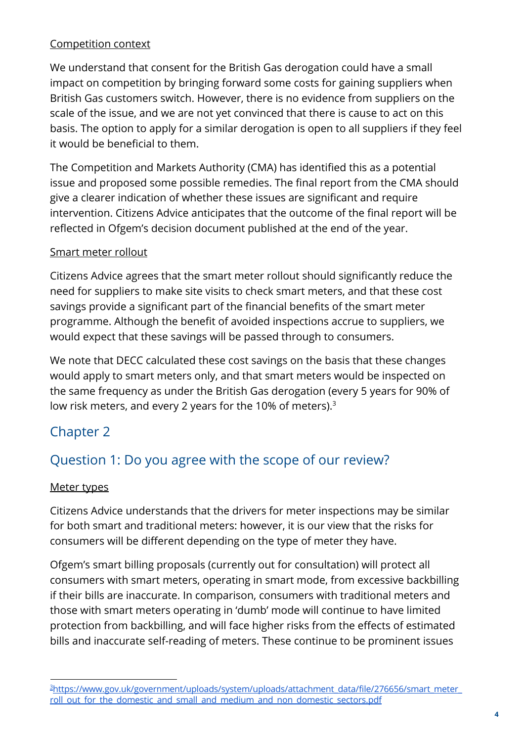Competition context

We understand that consent for the British Gas derogation could have a small impact on competition by bringing forward some costs for gaining suppliers when British Gas customers switch. However, there is no evidence from suppliers on the scale of the issue, and we are not yet convinced that there is cause to act on this basis. The option to apply for a similar derogation is open to all suppliers if they feel it would be beneficial to them.

The Competition and Markets Authority (CMA) has identified this as a potential issue and proposed some possible remedies. The final report from the CMA should give a clearer indication of whether these issues are significant and require intervention. Citizens Advice anticipates that the outcome of the final report will be reflected in Ofgem's decision document published at the end of the year.

Smart meter rollout

Citizens Advice agrees that the smart meter rollout should significantly reduce the need for suppliers to make site visits to check smart meters, and that these cost savings provide a significant part of the financial benefits of the smart meter programme. Although the benefit of avoided inspections accrue to suppliers, we would expect that these savings will be passed through to consumers.

We note that DECC calculated these cost savings on the basis that these changes would apply to smart meters only, and that smart meters would be inspected on the same frequency as under the British Gas derogation (every 5 years for 90% of low risk meters, and every 2 years for the 10% of meters).[3]

## Chapter 2

## Question 1: Do you agree with the scope of our review?

Meter types

Citizens Advice understands that the drivers for meter inspections may be similar for both smart and traditional meters: however, it is our view that the risks for consumers will be different depending on the type of meter they have.

Ofgem's smart billing proposals (currently out for consultation) will protect all consumers with smart meters, operating in smart mode, from excessive backbilling if their bills are inaccurate. In comparison, consumers with traditional meters and those with smart meters operating in 'dumb' mode will continue to have limited protection from backbilling, and will face higher risks from the effects of estimated bills and inaccurate self-reading of meters. These continue to be prominent issues

[3] https://www.gov.uk/government/uploads/system/uploads/attachment_data/file/276656/smart_meter_roll_out_for_the_domestic_and_small_and_medium_and_non_domestic_sectors.pdf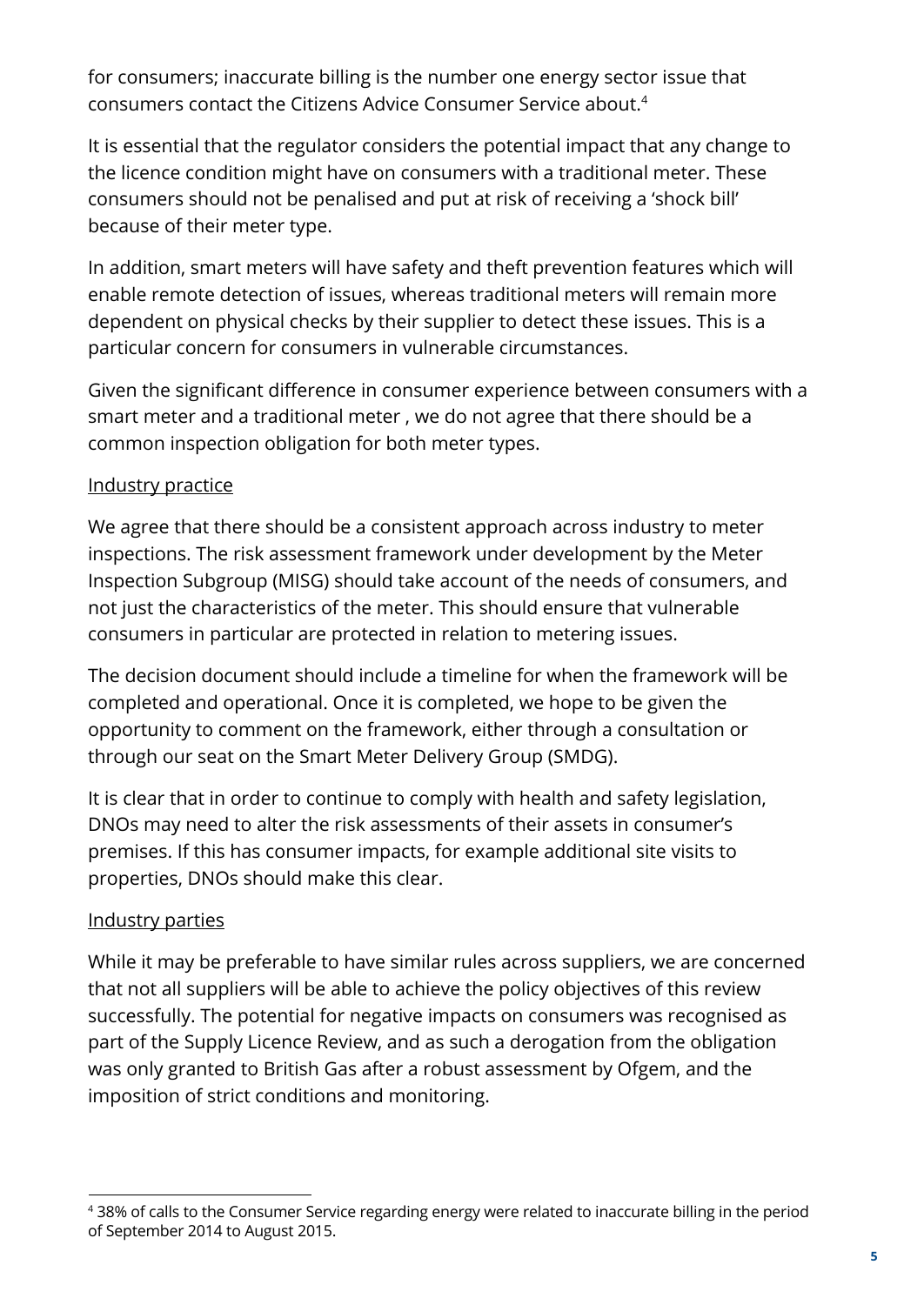for consumers; inaccurate billing is the number one energy sector issue that consumers contact the Citizens Advice Consumer Service about.[4]

It is essential that the regulator considers the potential impact that any change to the licence condition might have on consumers with a traditional meter. These consumers should not be penalised and put at risk of receiving a 'shock bill' because of their meter type.

In addition, smart meters will have safety and theft prevention features which will enable remote detection of issues, whereas traditional meters will remain more dependent on physical checks by their supplier to detect these issues. This is a particular concern for consumers in vulnerable circumstances.

Given the significant difference in consumer experience between consumers with a smart meter and a traditional meter , we do not agree that there should be a common inspection obligation for both meter types.

<u>Industry practice</u>

We agree that there should be a consistent approach across industry to meter inspections. The risk assessment framework under development by the Meter Inspection Subgroup (MISG) should take account of the needs of consumers, and not just the characteristics of the meter. This should ensure that vulnerable consumers in particular are protected in relation to metering issues.

The decision document should include a timeline for when the framework will be completed and operational. Once it is completed, we hope to be given the opportunity to comment on the framework, either through a consultation or through our seat on the Smart Meter Delivery Group (SMDG).

It is clear that in order to continue to comply with health and safety legislation, DNOs may need to alter the risk assessments of their assets in consumer's premises. If this has consumer impacts, for example additional site visits to properties, DNOs should make this clear.

<u>Industry parties</u>

While it may be preferable to have similar rules across suppliers, we are concerned that not all suppliers will be able to achieve the policy objectives of this review successfully. The potential for negative impacts on consumers was recognised as part of the Supply Licence Review, and as such a derogation from the obligation was only granted to British Gas after a robust assessment by Ofgem, and the imposition of strict conditions and monitoring.

[4] 38% of calls to the Consumer Service regarding energy were related to inaccurate billing in the period of September 2014 to August 2015.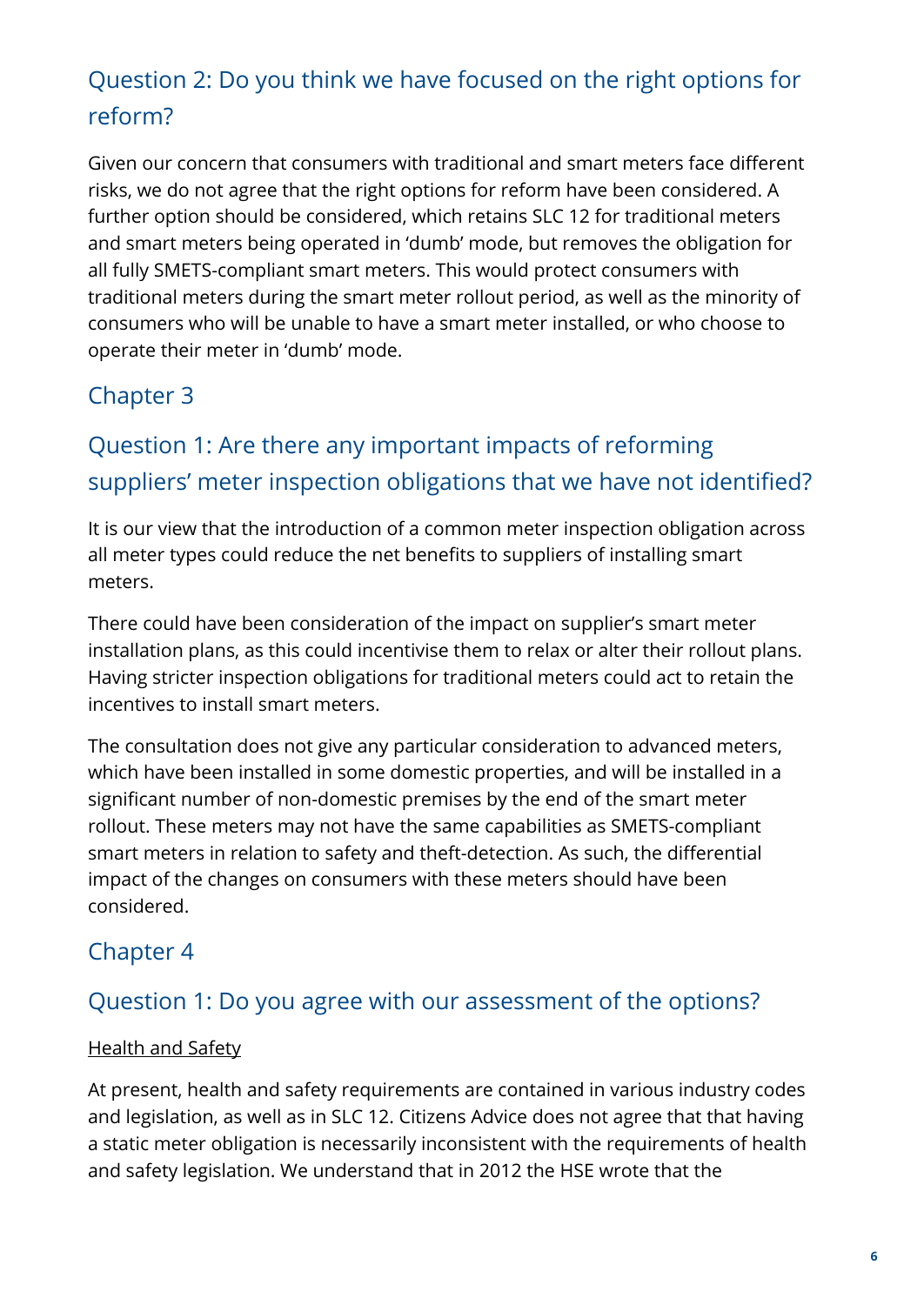## Question 2: Do you think we have focused on the right options for reform?

Given our concern that consumers with traditional and smart meters face different risks, we do not agree that the right options for reform have been considered. A further option should be considered, which retains SLC 12 for traditional meters and smart meters being operated in 'dumb' mode, but removes the obligation for all fully SMETS-compliant smart meters. This would protect consumers with traditional meters during the smart meter rollout period, as well as the minority of consumers who will be unable to have a smart meter installed, or who choose to operate their meter in 'dumb' mode.

## Chapter 3

## Question 1: Are there any important impacts of reforming suppliers' meter inspection obligations that we have not identified?

It is our view that the introduction of a common meter inspection obligation across all meter types could reduce the net benefits to suppliers of installing smart meters.

There could have been consideration of the impact on supplier's smart meter installation plans, as this could incentivise them to relax or alter their rollout plans. Having stricter inspection obligations for traditional meters could act to retain the incentives to install smart meters.

The consultation does not give any particular consideration to advanced meters, which have been installed in some domestic properties, and will be installed in a significant number of non-domestic premises by the end of the smart meter rollout. These meters may not have the same capabilities as SMETS-compliant smart meters in relation to safety and theft-detection. As such, the differential impact of the changes on consumers with these meters should have been considered.

## Chapter 4

## Question 1: Do you agree with our assessment of the options?

<u>Health and Safety</u>

At present, health and safety requirements are contained in various industry codes and legislation, as well as in SLC 12. Citizens Advice does not agree that that having a static meter obligation is necessarily inconsistent with the requirements of health and safety legislation. We understand that in 2012 the HSE wrote that the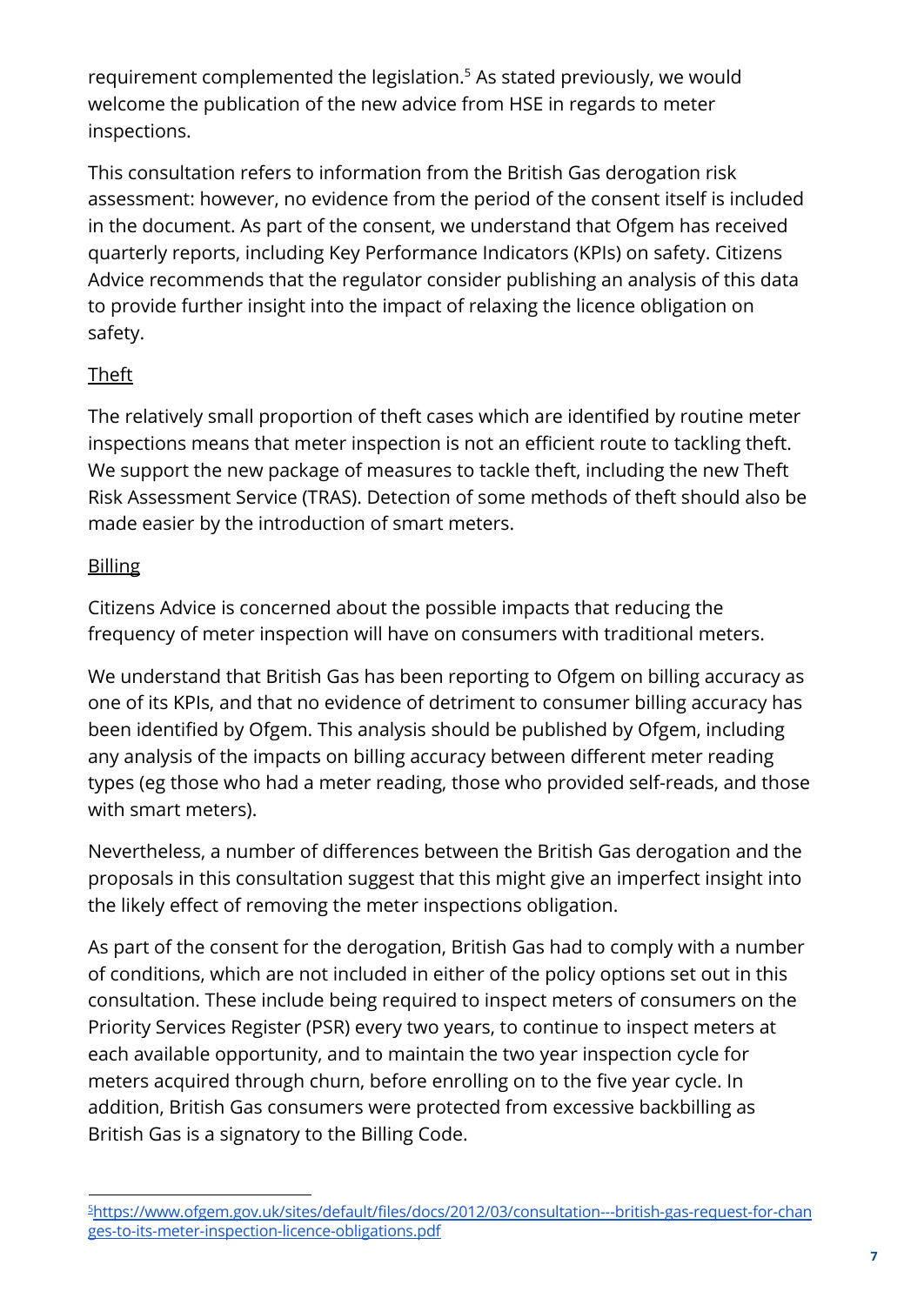requirement complemented the legislation.[5] As stated previously, we would welcome the publication of the new advice from HSE in regards to meter inspections.

This consultation refers to information from the British Gas derogation risk assessment: however, no evidence from the period of the consent itself is included in the document. As part of the consent, we understand that Ofgem has received quarterly reports, including Key Performance Indicators (KPIs) on safety. Citizens Advice recommends that the regulator consider publishing an analysis of this data to provide further insight into the impact of relaxing the licence obligation on safety.

### Theft

The relatively small proportion of theft cases which are identified by routine meter inspections means that meter inspection is not an efficient route to tackling theft. We support the new package of measures to tackle theft, including the new Theft Risk Assessment Service (TRAS). Detection of some methods of theft should also be made easier by the introduction of smart meters.

### Billing

Citizens Advice is concerned about the possible impacts that reducing the frequency of meter inspection will have on consumers with traditional meters.

We understand that British Gas has been reporting to Ofgem on billing accuracy as one of its KPIs, and that no evidence of detriment to consumer billing accuracy has been identified by Ofgem. This analysis should be published by Ofgem, including any analysis of the impacts on billing accuracy between different meter reading types (eg those who had a meter reading, those who provided self-reads, and those with smart meters).

Nevertheless, a number of differences between the British Gas derogation and the proposals in this consultation suggest that this might give an imperfect insight into the likely effect of removing the meter inspections obligation.

As part of the consent for the derogation, British Gas had to comply with a number of conditions, which are not included in either of the policy options set out in this consultation. These include being required to inspect meters of consumers on the Priority Services Register (PSR) every two years, to continue to inspect meters at each available opportunity, and to maintain the two year inspection cycle for meters acquired through churn, before enrolling on to the five year cycle. In addition, British Gas consumers were protected from excessive backbilling as British Gas is a signatory to the Billing Code.

---

[5] https://www.ofgem.gov.uk/sites/default/files/docs/2012/03/consultation---british-gas-request-for-changes-to-its-meter-inspection-licence-obligations.pdf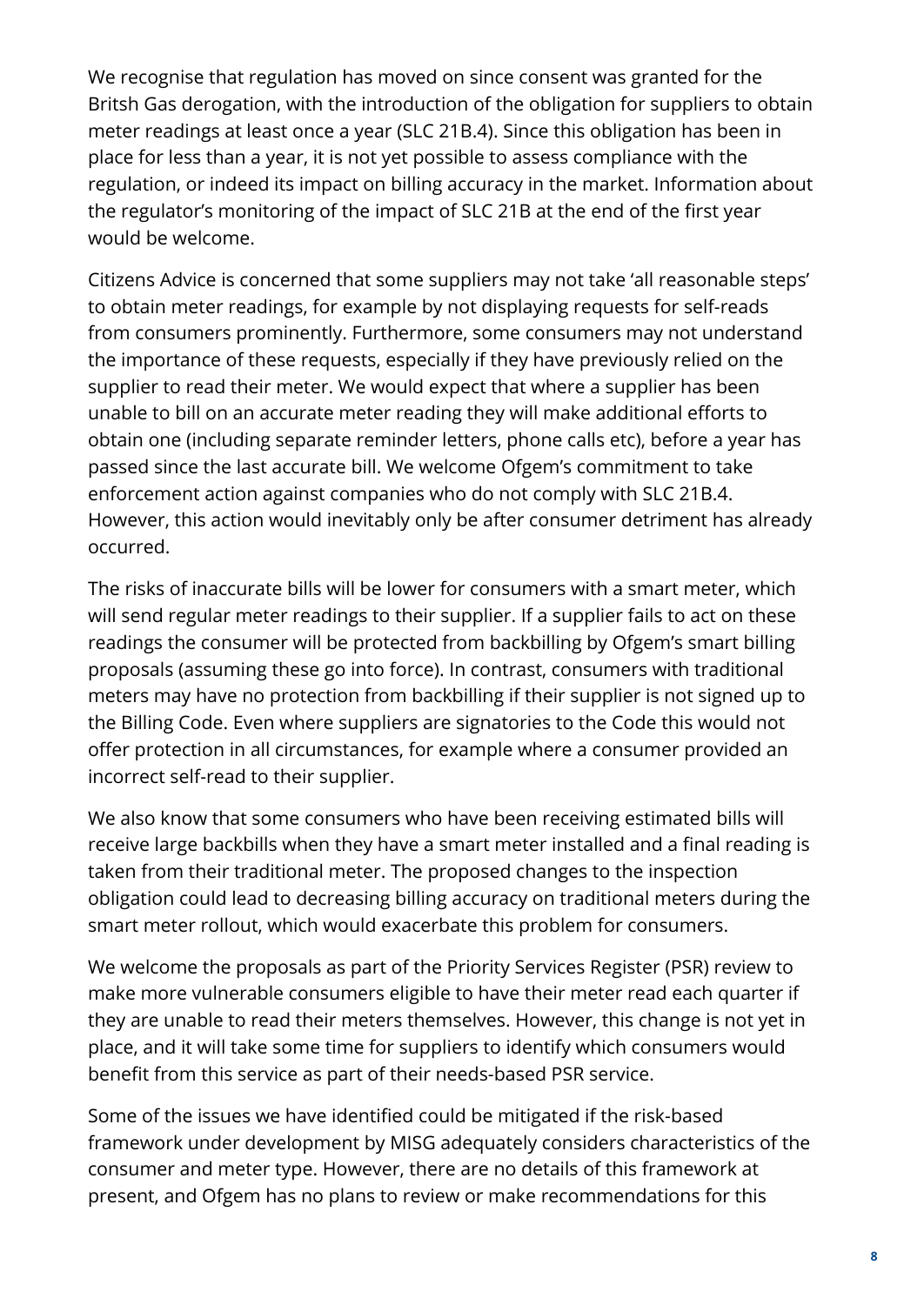We recognise that regulation has moved on since consent was granted for the Britsh Gas derogation, with the introduction of the obligation for suppliers to obtain meter readings at least once a year (SLC 21B.4). Since this obligation has been in place for less than a year, it is not yet possible to assess compliance with the regulation, or indeed its impact on billing accuracy in the market. Information about the regulator's monitoring of the impact of SLC 21B at the end of the first year would be welcome.

Citizens Advice is concerned that some suppliers may not take 'all reasonable steps' to obtain meter readings, for example by not displaying requests for self-reads from consumers prominently. Furthermore, some consumers may not understand the importance of these requests, especially if they have previously relied on the supplier to read their meter. We would expect that where a supplier has been unable to bill on an accurate meter reading they will make additional efforts to obtain one (including separate reminder letters, phone calls etc), before a year has passed since the last accurate bill. We welcome Ofgem's commitment to take enforcement action against companies who do not comply with SLC 21B.4. However, this action would inevitably only be after consumer detriment has already occurred.

The risks of inaccurate bills will be lower for consumers with a smart meter, which will send regular meter readings to their supplier. If a supplier fails to act on these readings the consumer will be protected from backbilling by Ofgem's smart billing proposals (assuming these go into force). In contrast, consumers with traditional meters may have no protection from backbilling if their supplier is not signed up to the Billing Code. Even where suppliers are signatories to the Code this would not offer protection in all circumstances, for example where a consumer provided an incorrect self-read to their supplier.

We also know that some consumers who have been receiving estimated bills will receive large backbills when they have a smart meter installed and a final reading is taken from their traditional meter. The proposed changes to the inspection obligation could lead to decreasing billing accuracy on traditional meters during the smart meter rollout, which would exacerbate this problem for consumers.

We welcome the proposals as part of the Priority Services Register (PSR) review to make more vulnerable consumers eligible to have their meter read each quarter if they are unable to read their meters themselves. However, this change is not yet in place, and it will take some time for suppliers to identify which consumers would benefit from this service as part of their needs-based PSR service.

Some of the issues we have identified could be mitigated if the risk-based framework under development by MISG adequately considers characteristics of the consumer and meter type. However, there are no details of this framework at present, and Ofgem has no plans to review or make recommendations for this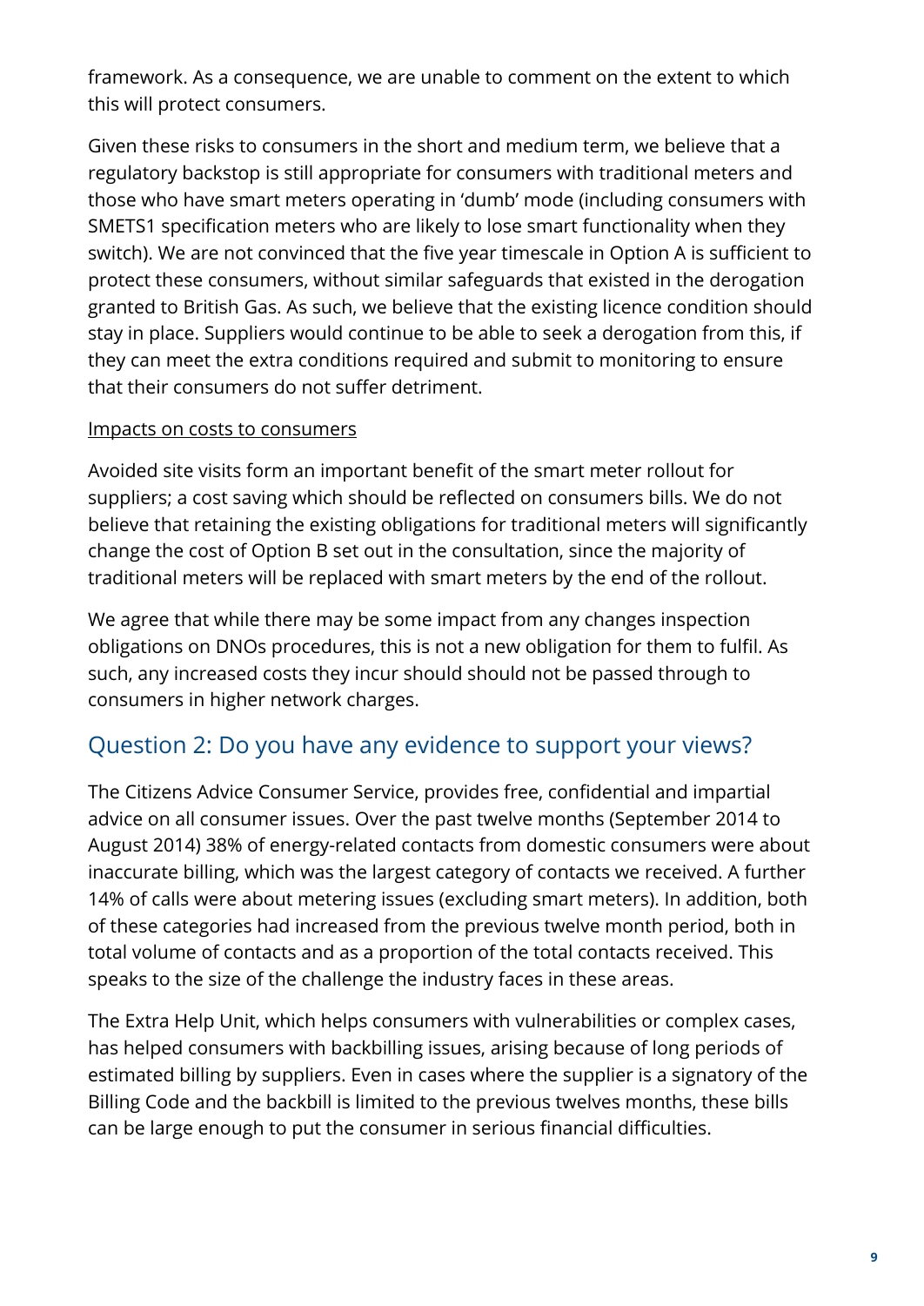framework. As a consequence, we are unable to comment on the extent to which this will protect consumers.

Given these risks to consumers in the short and medium term, we believe that a regulatory backstop is still appropriate for consumers with traditional meters and those who have smart meters operating in 'dumb' mode (including consumers with SMETS1 specification meters who are likely to lose smart functionality when they switch). We are not convinced that the five year timescale in Option A is sufficient to protect these consumers, without similar safeguards that existed in the derogation granted to British Gas. As such, we believe that the existing licence condition should stay in place. Suppliers would continue to be able to seek a derogation from this, if they can meet the extra conditions required and submit to monitoring to ensure that their consumers do not suffer detriment.

Impacts on costs to consumers

Avoided site visits form an important benefit of the smart meter rollout for suppliers; a cost saving which should be reflected on consumers bills. We do not believe that retaining the existing obligations for traditional meters will significantly change the cost of Option B set out in the consultation, since the majority of traditional meters will be replaced with smart meters by the end of the rollout.

We agree that while there may be some impact from any changes inspection obligations on DNOs procedures, this is not a new obligation for them to fulfil. As such, any increased costs they incur should should not be passed through to consumers in higher network charges.

## Question 2: Do you have any evidence to support your views?

The Citizens Advice Consumer Service, provides free, confidential and impartial advice on all consumer issues. Over the past twelve months (September 2014 to August 2014) 38% of energy-related contacts from domestic consumers were about inaccurate billing, which was the largest category of contacts we received. A further 14% of calls were about metering issues (excluding smart meters). In addition, both of these categories had increased from the previous twelve month period, both in total volume of contacts and as a proportion of the total contacts received. This speaks to the size of the challenge the industry faces in these areas.

The Extra Help Unit, which helps consumers with vulnerabilities or complex cases, has helped consumers with backbilling issues, arising because of long periods of estimated billing by suppliers. Even in cases where the supplier is a signatory of the Billing Code and the backbill is limited to the previous twelves months, these bills can be large enough to put the consumer in serious financial difficulties.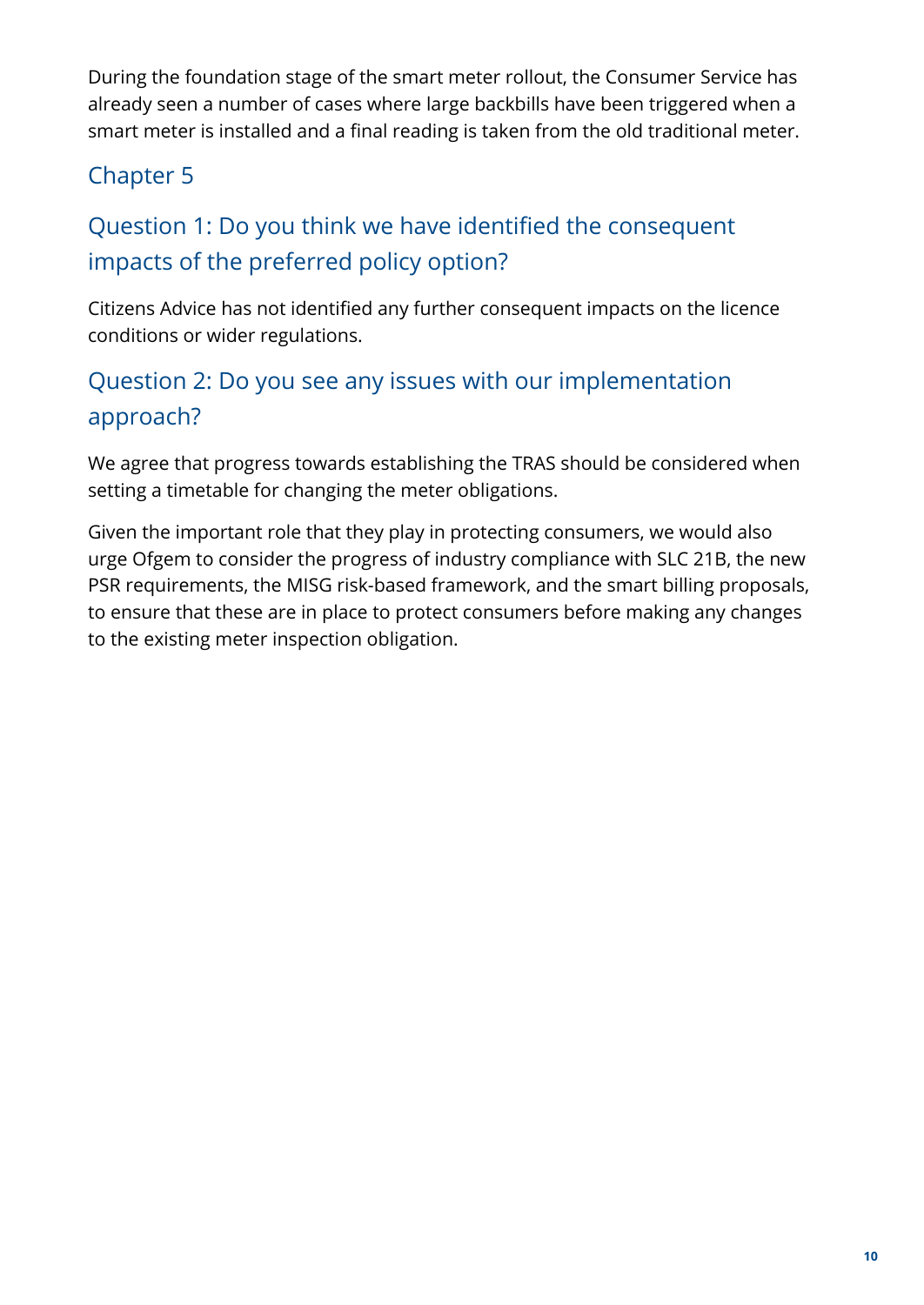During the foundation stage of the smart meter rollout, the Consumer Service has already seen a number of cases where large backbills have been triggered when a smart meter is installed and a final reading is taken from the old traditional meter.

## Chapter 5

### Question 1: Do you think we have identified the consequent impacts of the preferred policy option?

Citizens Advice has not identified any further consequent impacts on the licence conditions or wider regulations.

### Question 2: Do you see any issues with our implementation approach?

We agree that progress towards establishing the TRAS should be considered when setting a timetable for changing the meter obligations.

Given the important role that they play in protecting consumers, we would also urge Ofgem to consider the progress of industry compliance with SLC 21B, the new PSR requirements, the MISG risk-based framework, and the smart billing proposals, to ensure that these are in place to protect consumers before making any changes to the existing meter inspection obligation.